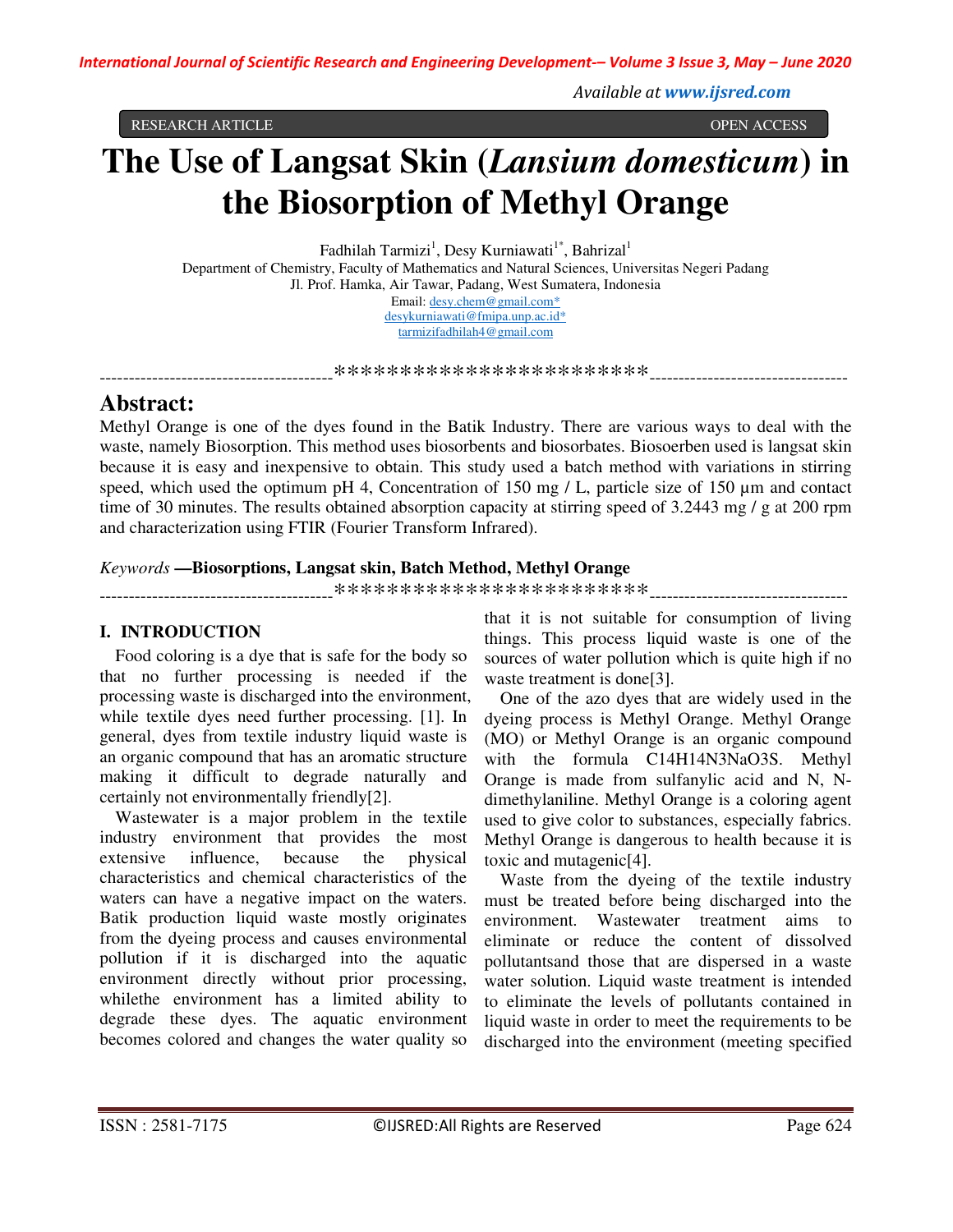RESEARCH ARTICLE OPEN ACCESS

# The Use of Langsat Skin (*Lansium domesticum*) in the Biosorption of Methyl Orange

Fadhilah Tarmizi[1], Desy Kurniawati[1*], Bahrizal[1]

Department of Chemistry, Faculty of Mathematics and Natural Sciences, Universitas Negeri Padang
Jl. Prof. Hamka, Air Tawar, Padang, West Sumatera, Indonesia
Email: desy.chem@gmail.com*
desykurniawati@fmipa.unp.ac.id*
tarmizifadhilah4@gmail.com

----------------------------------------************************----------------------------------

## Abstract:

Methyl Orange is one of the dyes found in the Batik Industry. There are various ways to deal with the waste, namely Biosorption. This method uses biosorbents and biosorbates. Biosoerben used is langsat skin because it is easy and inexpensive to obtain. This study used a batch method with variations in stirring speed, which used the optimum pH 4, Concentration of 150 mg / L, particle size of 150 µm and contact time of 30 minutes. The results obtained absorption capacity at stirring speed of 3.2443 mg / g at 200 rpm and characterization using FTIR (Fourier Transform Infrared).

*Keywords* **—Biosorptions, Langsat skin, Batch Method, Methyl Orange**

----------------------------------------************************----------------------------------

## I. INTRODUCTION

Food coloring is a dye that is safe for the body so that no further processing is needed if the processing waste is discharged into the environment, while textile dyes need further processing. [1]. In general, dyes from textile industry liquid waste is an organic compound that has an aromatic structure making it difficult to degrade naturally and certainly not environmentally friendly[2].

Wastewater is a major problem in the textile industry environment that provides the most extensive influence, because the physical characteristics and chemical characteristics of the waters can have a negative impact on the waters. Batik production liquid waste mostly originates from the dyeing process and causes environmental pollution if it is discharged into the aquatic environment directly without prior processing, whilethe environment has a limited ability to degrade these dyes. The aquatic environment becomes colored and changes the water quality so that it is not suitable for consumption of living things. This process liquid waste is one of the sources of water pollution which is quite high if no waste treatment is done[3].

One of the azo dyes that are widely used in the dyeing process is Methyl Orange. Methyl Orange (MO) or Methyl Orange is an organic compound with the formula $C_{14}H_{14}N_3NaO_3S$. Methyl Orange is made from sulfanylic acid and N, N-dimethylaniline. Methyl Orange is a coloring agent used to give color to substances, especially fabrics. Methyl Orange is dangerous to health because it is toxic and mutagenic[4].

Waste from the dyeing of the textile industry must be treated before being discharged into the environment. Wastewater treatment aims to eliminate or reduce the content of dissolved pollutantsand those that are dispersed in a waste water solution. Liquid waste treatment is intended to eliminate the levels of pollutants contained in liquid waste in order to meet the requirements to be discharged into the environment (meeting specified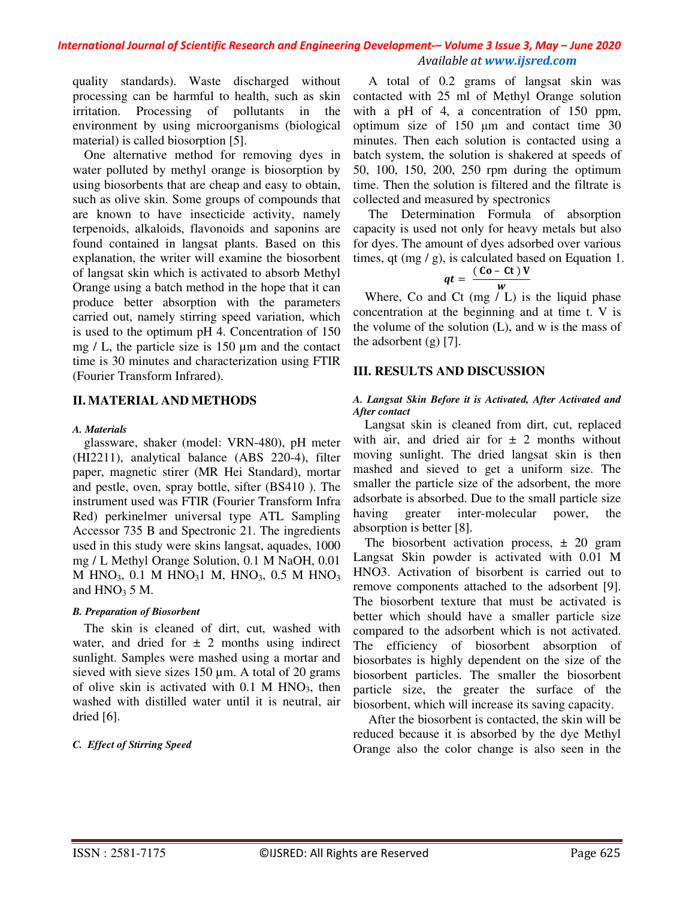quality standards). Waste discharged without processing can be harmful to health, such as skin irritation. Processing of pollutants in the environment by using microorganisms (biological material) is called biosorption [5].

One alternative method for removing dyes in water polluted by methyl orange is biosorption by using biosorbents that are cheap and easy to obtain, such as olive skin. Some groups of compounds that are known to have insecticide activity, namely terpenoids, alkaloids, flavonoids and saponins are found contained in langsat plants. Based on this explanation, the writer will examine the biosorbent of langsat skin which is activated to absorb Methyl Orange using a batch method in the hope that it can produce better absorption with the parameters carried out, namely stirring speed variation, which is used to the optimum pH 4. Concentration of 150 mg / L, the particle size is 150 μm and the contact time is 30 minutes and characterization using FTIR (Fourier Transform Infrared).

## II. MATERIAL AND METHODS

### *A. Materials*

glassware, shaker (model: VRN-480), pH meter (HI2211), analytical balance (ABS 220-4), filter paper, magnetic stirer (MR Hei Standard), mortar and pestle, oven, spray bottle, sifter (BS410 ). The instrument used was FTIR (Fourier Transform Infra Red) perkinelmer universal type ATL Sampling Accessor 735 B and Spectronic 21. The ingredients used in this study were skins langsat, aquades, 1000 mg / L Methyl Orange Solution, 0.1 M NaOH, 0.01 M $HNO_3$, 0.1 M $HNO_3$1 M, $HNO_3$, 0.5 M $HNO_3$ and $HNO_3$ 5 M.

### *B. Preparation of Biosorbent*

The skin is cleaned of dirt, cut, washed with water, and dried for ± 2 months using indirect sunlight. Samples were mashed using a mortar and sieved with sieve sizes 150 μm. A total of 20 grams of olive skin is activated with 0.1 M $HNO_3$, then washed with distilled water until it is neutral, air dried [6].

### *C. Effect of Stirring Speed*

A total of 0.2 grams of langsat skin was contacted with 25 ml of Methyl Orange solution with a pH of 4, a concentration of 150 ppm, optimum size of 150 μm and contact time 30 minutes. Then each solution is contacted using a batch system, the solution is shakered at speeds of 50, 100, 150, 200, 250 rpm during the optimum time. Then the solution is filtered and the filtrate is collected and measured by spectronics

The Determination Formula of absorption capacity is used not only for heavy metals but also for dyes. The amount of dyes adsorbed over various times, qt (mg / g), is calculated based on Equation 1.

$$qt = \frac{(Co - Ct)\,V}{w}$$

Where, Co and Ct (mg / L) is the liquid phase concentration at the beginning and at time t. V is the volume of the solution (L), and w is the mass of the adsorbent (g) [7].

## III. RESULTS AND DISCUSSION

### *A. Langsat Skin Before it is Activated, After Activated and After contact*

Langsat skin is cleaned from dirt, cut, replaced with air, and dried air for ± 2 months without moving sunlight. The dried langsat skin is then mashed and sieved to get a uniform size. The smaller the particle size of the adsorbent, the more adsorbate is absorbed. Due to the small particle size having greater inter-molecular power, the absorption is better [8].

The biosorbent activation process, ± 20 gram Langsat Skin powder is activated with 0.01 M HNO3. Activation of bisorbent is carried out to remove components attached to the adsorbent [9]. The biosorbent texture that must be activated is better which should have a smaller particle size compared to the adsorbent which is not activated. The efficiency of biosorbent absorption of biosorbates is highly dependent on the size of the biosorbent particles. The smaller the biosorbent particle size, the greater the surface of the biosorbent, which will increase its saving capacity.

After the biosorbent is contacted, the skin will be reduced because it is absorbed by the dye Methyl Orange also the color change is also seen in the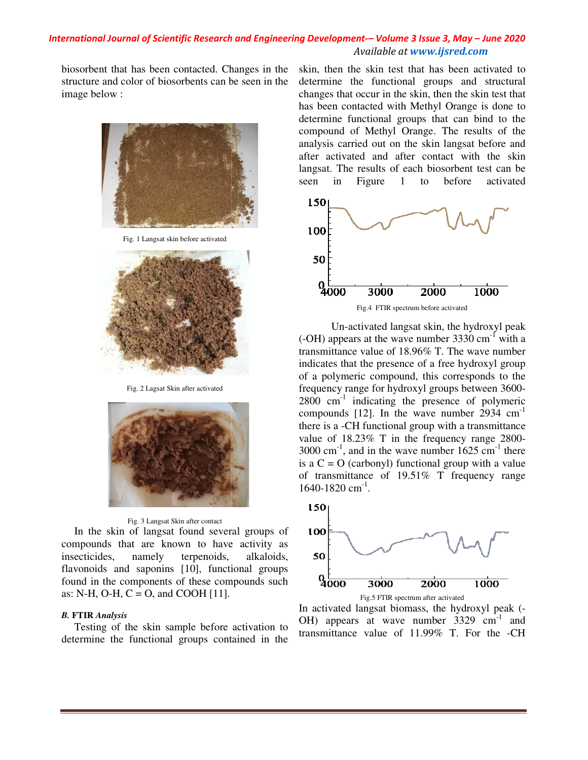biosorbent that has been contacted. Changes in the structure and color of biosorbents can be seen in the image below :

Fig. 1 Langsat skin before activated

Fig. 2 Lagsat Skin after activated

Fig. 3 Langsat Skin after contact

In the skin of langsat found several groups of compounds that are known to have activity as insecticides, namely terpenoids, alkaloids, flavonoids and saponins [10], functional groups found in the components of these compounds such as: N-H, O-H, C = O, and COOH [11].

### *B.* FTIR *Analysis*

Testing of the skin sample before activation to determine the functional groups contained in the skin, then the skin test that has been activated to determine the functional groups and structural changes that occur in the skin, then the skin test that has been contacted with Methyl Orange is done to determine functional groups that can bind to the compound of Methyl Orange. The results of the analysis carried out on the skin langsat before and after activated and after contact with the skin langsat. The results of each biosorbent test can be seen in Figure 1 to before activated

Fig.4 FTIR spectrum before activated

Un-activated langsat skin, the hydroxyl peak (-OH) appears at the wave number 3330 $cm^{-1}$ with a transmittance value of 18.96% T. The wave number indicates that the presence of a free hydroxyl group of a polymeric compound, this corresponds to the frequency range for hydroxyl groups between 3600-2800 $cm^{-1}$ indicating the presence of polymeric compounds [12]. In the wave number 2934 $cm^{-1}$ there is a -CH functional group with a transmittance value of 18.23% T in the frequency range 2800-3000 $cm^{-1}$, and in the wave number 1625 $cm^{-1}$ there is a C = O (carbonyl) functional group with a value of transmittance of 19.51% T frequency range 1640-1820 $cm^{-1}$.

Fig.5 FTIR spectrum after activated

In activated langsat biomass, the hydroxyl peak (-OH) appears at wave number 3329 $cm^{-1}$ and transmittance value of 11.99% T. For the -CH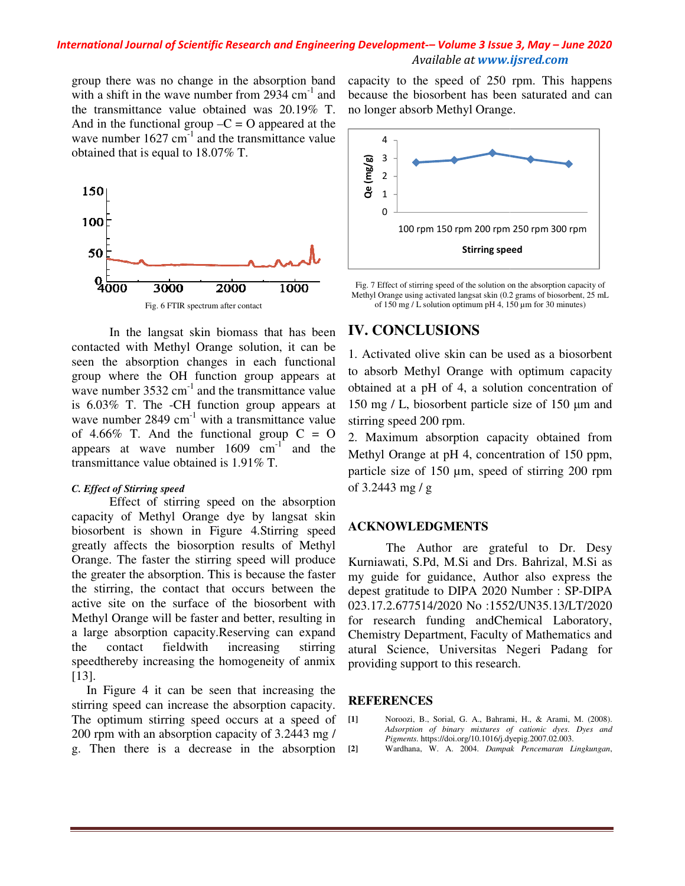group there was no change in the absorption band with a shift in the wave number from 2934 $cm^{-1}$ and the transmittance value obtained was 20.19% T. And in the functional group –C = O appeared at the wave number 1627 $cm^{-1}$ and the transmittance value obtained that is equal to 18.07% T.

Fig. 6 FTIR spectrum after contact

In the langsat skin biomass that has been contacted with Methyl Orange solution, it can be seen the absorption changes in each functional group where the OH function group appears at wave number 3532 $cm^{-1}$ and the transmittance value is 6.03% T. The -CH function group appears at wave number 2849 $cm^{-1}$ with a transmittance value of 4.66% T. And the functional group C = O appears at wave number 1609 $cm^{-1}$ and the transmittance value obtained is 1.91% T.

### *C. Effect of Stirring speed*

Effect of stirring speed on the absorption capacity of Methyl Orange dye by langsat skin biosorbent is shown in Figure 4.Stirring speed greatly affects the biosorption results of Methyl Orange. The faster the stirring speed will produce the greater the absorption. This is because the faster the stirring, the contact that occurs between the active site on the surface of the biosorbent with Methyl Orange will be faster and better, resulting in a large absorption capacity.Reserving can expand the contact fieldwith increasing stirring speedthereby increasing the homogeneity of anmix [13].

In Figure 4 it can be seen that increasing the stirring speed can increase the absorption capacity. The optimum stirring speed occurs at a speed of 200 rpm with an absorption capacity of 3.2443 mg / g. Then there is a decrease in the absorption capacity to the speed of 250 rpm. This happens because the biosorbent has been saturated and can no longer absorb Methyl Orange.

Fig. 7 Effect of stirring speed of the solution on the absorption capacity of Methyl Orange using activated langsat skin (0.2 grams of biosorbent, 25 mL of 150 mg / L solution optimum pH 4, 150 µm for 30 minutes)

## IV. CONCLUSIONS

1. Activated olive skin can be used as a biosorbent to absorb Methyl Orange with optimum capacity obtained at a pH of 4, a solution concentration of 150 mg / L, biosorbent particle size of 150 µm and stirring speed 200 rpm.
2. Maximum absorption capacity obtained from Methyl Orange at pH 4, concentration of 150 ppm, particle size of 150 µm, speed of stirring 200 rpm of 3.2443 mg / g

## ACKNOWLEDGMENTS

The Author are grateful to Dr. Desy Kurniawati, S.Pd, M.Si and Drs. Bahrizal, M.Si as my guide for guidance, Author also express the depest gratitude to DIPA 2020 Number : SP-DIPA 023.17.2.677514/2020 No :1552/UN35.13/LT/2020 for research funding andChemical Laboratory, Chemistry Department, Faculty of Mathematics and atural Science, Universitas Negeri Padang for providing support to this research.

## REFERENCES

[1] Noroozi, B., Sorial, G. A., Bahrami, H., & Arami, M. (2008). *Adsorption of binary mixtures of cationic dyes. Dyes and Pigments.* https://doi.org/10.1016/j.dyepig.2007.02.003.

[2] Wardhana, W. A. 2004. *Dampak Pencemaran Lingkungan*,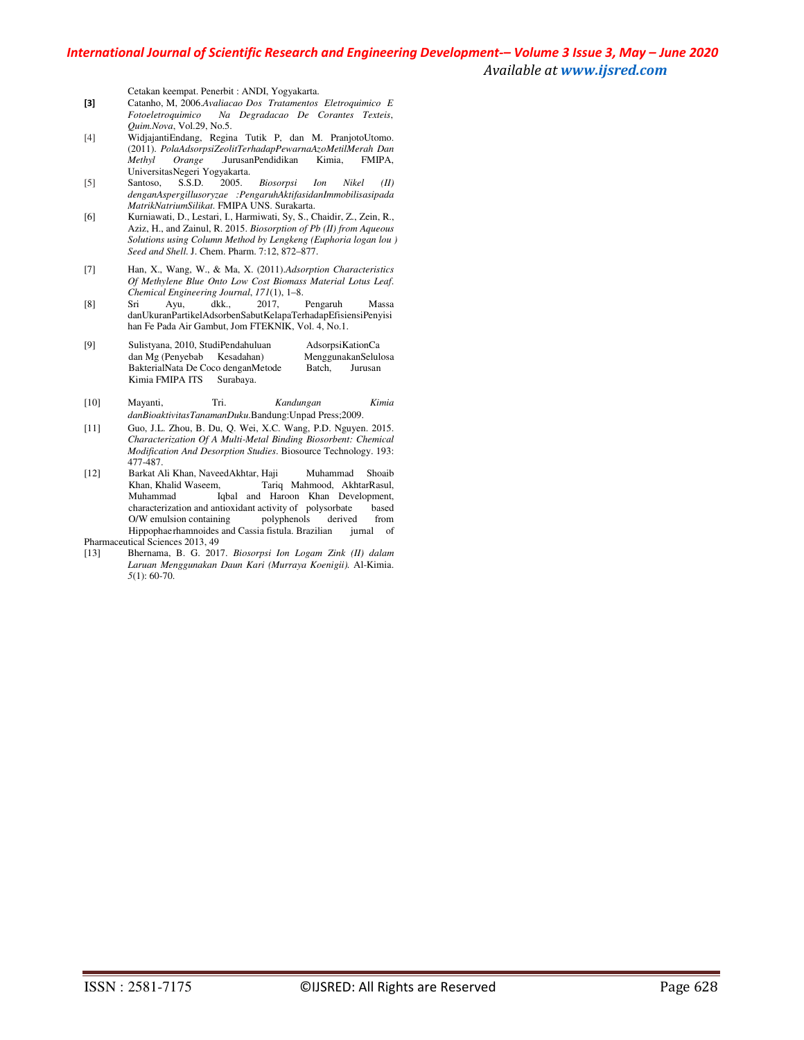Cetakan keempat. Penerbit : ANDI, Yogyakarta.

[3] Catanho, M, 2006.*Avaliacao Dos Tratamentos Eletroquimico E Fotoeletroquimico Na Degradacao De Corantes Texteis*, *Quim.Nova*, Vol.29, No.5.

[4] WidjajantiEndang, Regina Tutik P, dan M. PranjotoUtomo. (2011). *PolaAdsorpsiZeolitTerhadapPewarnaAzoMetilMerah Dan Methyl Orange* .JurusanPendidikan Kimia, FMIPA, UniversitasNegeri Yogyakarta.

[5] Santoso, S.S.D. 2005. *Biosorpsi Ion Nikel (II) denganAspergillusoryzae :PengaruhAktifasidanImmobilisasipada MatrikNatriumSilikat*. FMIPA UNS. Surakarta.

[6] Kurniawati, D., Lestari, I., Harmiwati, Sy, S., Chaidir, Z., Zein, R., Aziz, H., and Zainul, R. 2015. *Biosorption of Pb (II) from Aqueous Solutions using Column Method by Lengkeng (Euphoria logan lou ) Seed and Shell*. J. Chem. Pharm. 7:12, 872–877.

[7] Han, X., Wang, W., & Ma, X. (2011).*Adsorption Characteristics Of Methylene Blue Onto Low Cost Biomass Material Lotus Leaf*. *Chemical Engineering Journal*, *171*(1), 1–8.

[8] Sri Ayu, dkk., 2017, Pengaruh Massa danUkuranPartikelAdsorbenSabutKelapaTerhadapEfisiensiPenyisihan Fe Pada Air Gambut, Jom FTEKNIK, Vol. 4, No.1.

[9] Sulistyana, 2010, StudiPendahuluan AdsorpsiKationCa dan Mg (Penyebab Kesadahan) MenggunakanSelulosa BakterialNata De Coco denganMetode Batch, Jurusan Kimia FMIPA ITS Surabaya.

[10] Mayanti, Tri. *Kandungan Kimia danBioaktivitasTanamanDuku*.Bandung:Unpad Press;2009.

[11] Guo, J.L. Zhou, B. Du, Q. Wei, X.C. Wang, P.D. Nguyen. 2015. *Characterization Of A Multi-Metal Binding Biosorbent: Chemical Modification And Desorption Studies*. Biosource Technology. 193: 477-487.

[12] Barkat Ali Khan, NaveedAkhtar, Haji Muhammad Shoaib Khan, Khalid Waseem, Tariq Mahmood, AkhtarRasul, Muhammad Iqbal and Haroon Khan Development, characterization and antioxidant activity of polysorbate based O/W emulsion containing polyphenols derived from Hippophaerhamnoides and Cassia fistula. Brazilian jurnal of Pharmaceutical Sciences 2013, 49

[13] Bhernama, B. G. 2017. *Biosorpsi Ion Logam Zink (II) dalam Laruan Menggunakan Daun Kari (Murraya Koenigii).* Al-Kimia. *5*(1): 60-70.